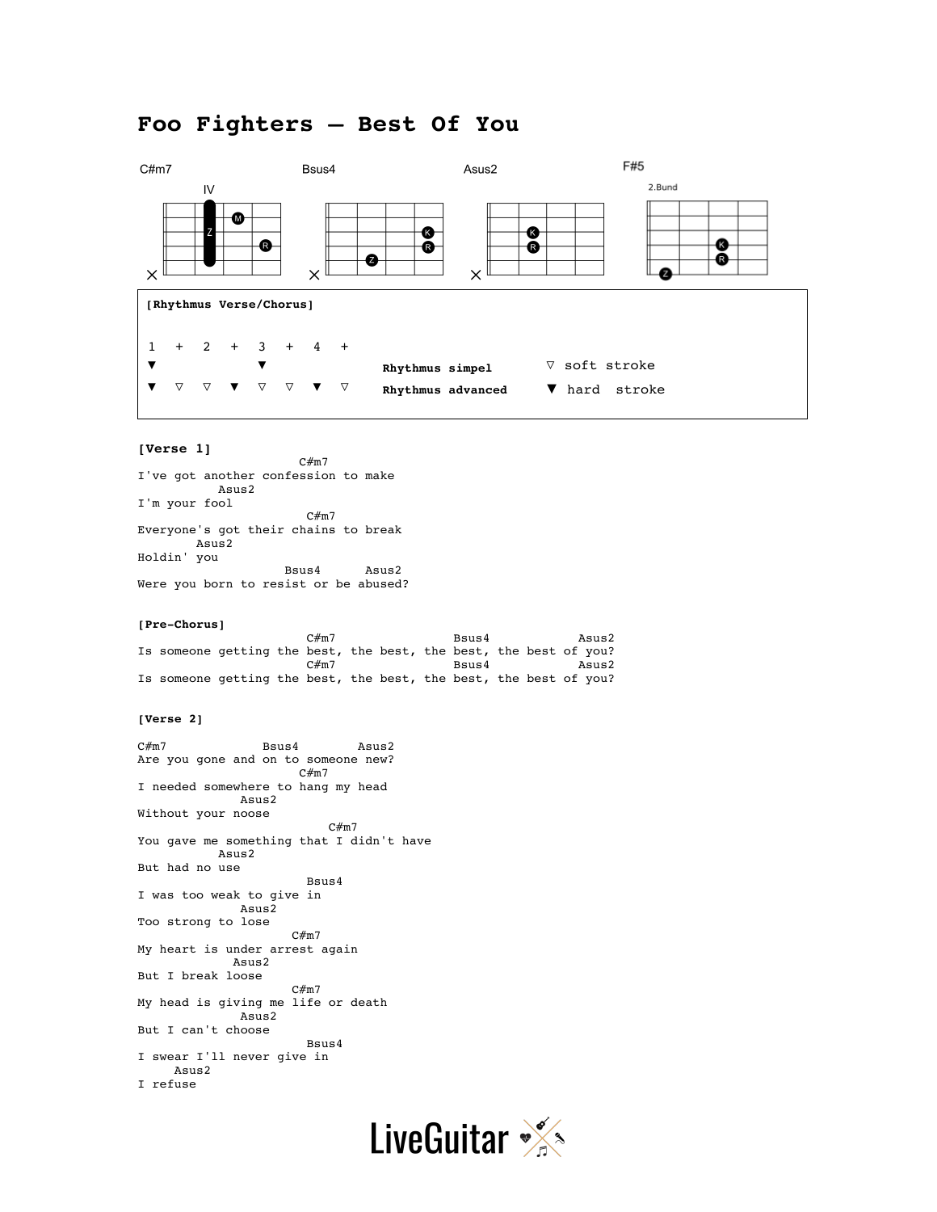# Foo Fighters – Best Of You

C#m7 (IV) — Bsus4 — Asus2 — F#5 (2.Bund)

**[Rhythmus Verse/Chorus]**

```
1   +   2   +   3   +   4   +
▼           ▼                       Rhythmus simpel      ▽ soft stroke
▼   ▽   ▽   ▼   ▽   ▽   ▼   ▽       Rhythmus advanced    ▼ hard  stroke
```

**[Verse 1]**

```
                      C#m7
I've got another confession to make
          Asus2
I'm your fool
                       C#m7
Everyone's got their chains to break
       Asus2
Holdin' you
                    Bsus4      Asus2
Were you born to resist or be abused?
```

**[Pre-Chorus]**

```
                       C#m7                Bsus4            Asus2
Is someone getting the best, the best, the best, the best of you?
                       C#m7                Bsus4            Asus2
Is someone getting the best, the best, the best, the best of you?
```

**[Verse 2]**

```
C#m7             Bsus4        Asus2
Are you gone and on to someone new?
                      C#m7
I needed somewhere to hang my head
             Asus2
Without your noose
                          C#m7
You gave me something that I didn't have
          Asus2
But had no use
                       Bsus4
I was too weak to give in
             Asus2
Too strong to lose
                      C#m7
My heart is under arrest again
            Asus2
But I break loose
                      C#m7
My head is giving me life or death
             Asus2
But I can't choose
                       Bsus4
I swear I'll never give in
     Asus2
I refuse
```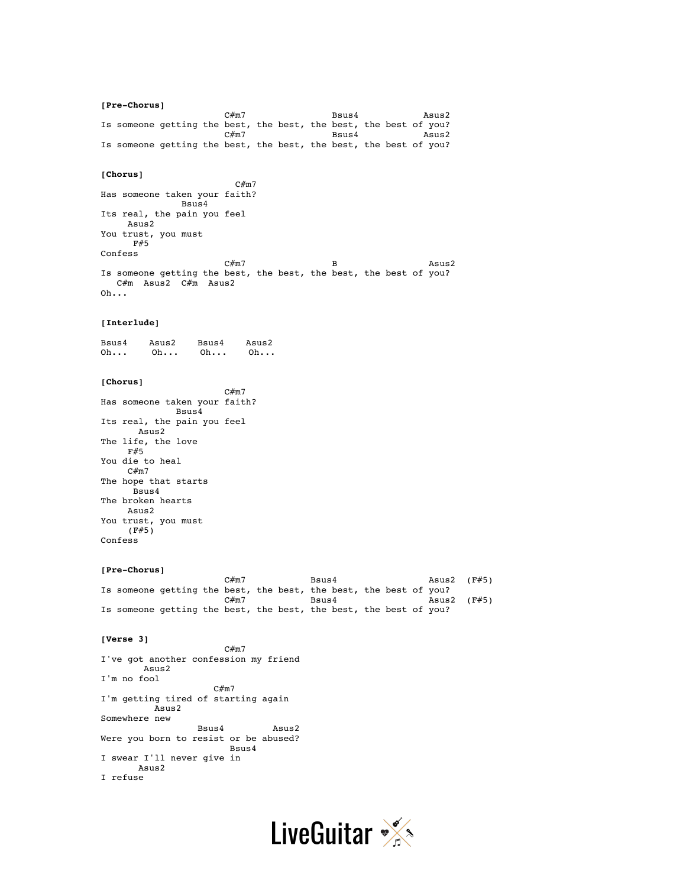```
[Pre-Chorus]
                       C#m7                Bsus4            Asus2
Is someone getting the best, the best, the best, the best of you?
                       C#m7                Bsus4            Asus2
Is someone getting the best, the best, the best, the best of you?


[Chorus]
                         C#m7
Has someone taken your faith?
             Bsus4
Its real, the pain you feel
     Asus2
You trust, you must
      F#5
Confess
                       C#m7                B                 Asus2
Is someone getting the best, the best, the best, the best of you?
   C#m  Asus2  C#m  Asus2
Oh...


[Interlude]

Bsus4    Asus2    Bsus4    Asus2
Oh...     Oh...    Oh...    Oh...


[Chorus]
                       C#m7
Has someone taken your faith?
            Bsus4
Its real, the pain you feel
       Asus2
The life, the love
     F#5
You die to heal
     C#m7
The hope that starts
      Bsus4
The broken hearts
     Asus2
You trust, you must
     (F#5)
Confess


[Pre-Chorus]
                       C#m7            Bsus4                 Asus2  (F#5)
Is someone getting the best, the best, the best, the best of you?
                       C#m7            Bsus4                 Asus2  (F#5)
Is someone getting the best, the best, the best, the best of you?


[Verse 3]
                       C#m7
I've got another confession my friend
        Asus2
I'm no fool
                     C#m7
I'm getting tired of starting again
          Asus2
Somewhere new
                  Bsus4         Asus2
Were you born to resist or be abused?
                        Bsus4
I swear I'll never give in
       Asus2
I refuse
```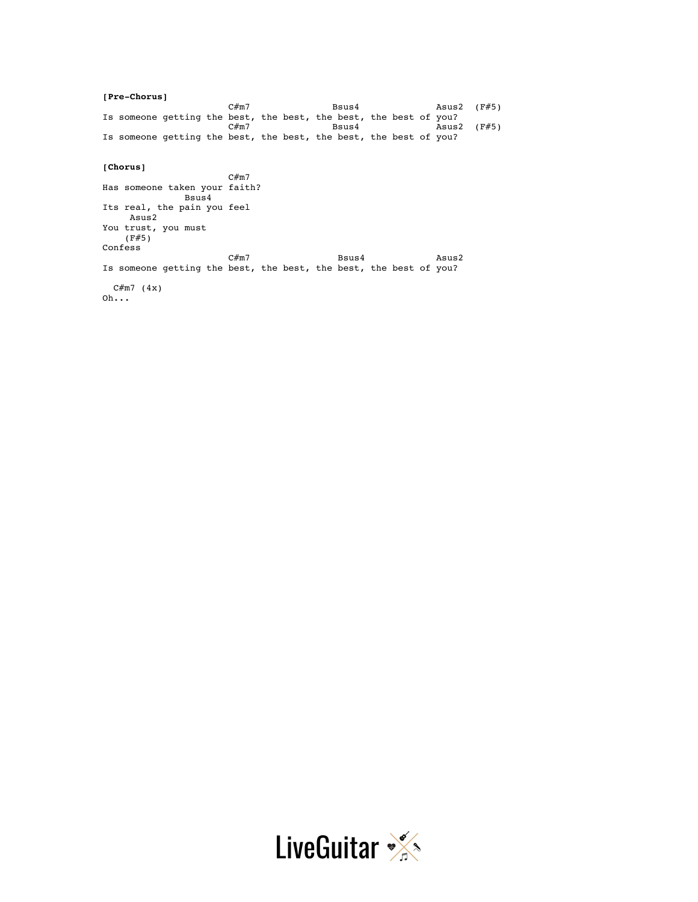**[Pre-Chorus]**

```
                       C#m7                Bsus4              Asus2  (F#5)
Is someone getting the best, the best, the best, the best of you?
                       C#m7                Bsus4              Asus2  (F#5)
Is someone getting the best, the best, the best, the best of you?
```

**[Chorus]**

```
                       C#m7
Has someone taken your faith?
               Bsus4
Its real, the pain you feel
     Asus2
You trust, you must
    (F#5)
Confess
                       C#m7                 Bsus4             Asus2
Is someone getting the best, the best, the best, the best of you?

  C#m7 (4x)
Oh...
```